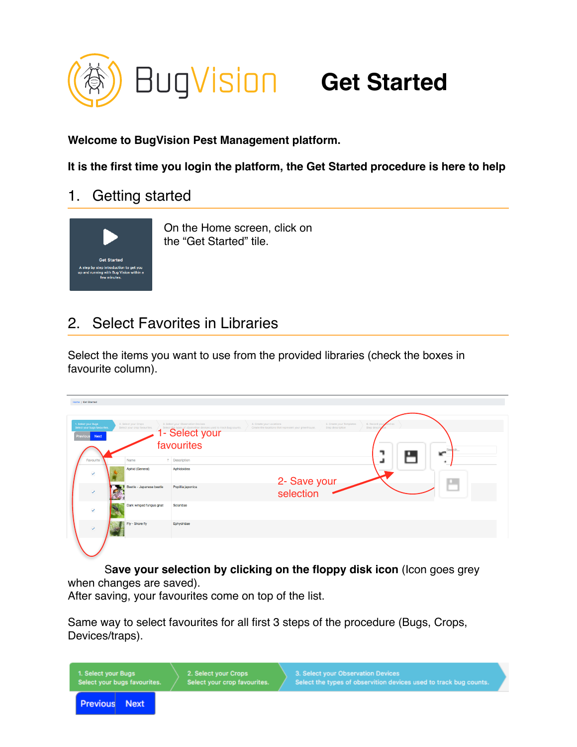# BugVision Get Started

**Welcome to BugVision Pest Management platform.**

**It is the first time you login the platform, the Get Started procedure is here to help**

## 1. Getting started

On the Home screen, click on the "Get Started" tile.

## 2. Select Favorites in Libraries

Select the items you want to use from the provided libraries (check the boxes in favourite column).

**Save your selection by clicking on the floppy disk icon** (Icon goes grey when changes are saved).
After saving, your favourites come on top of the list.

Same way to select favourites for all first 3 steps of the procedure (Bugs, Crops, Devices/traps).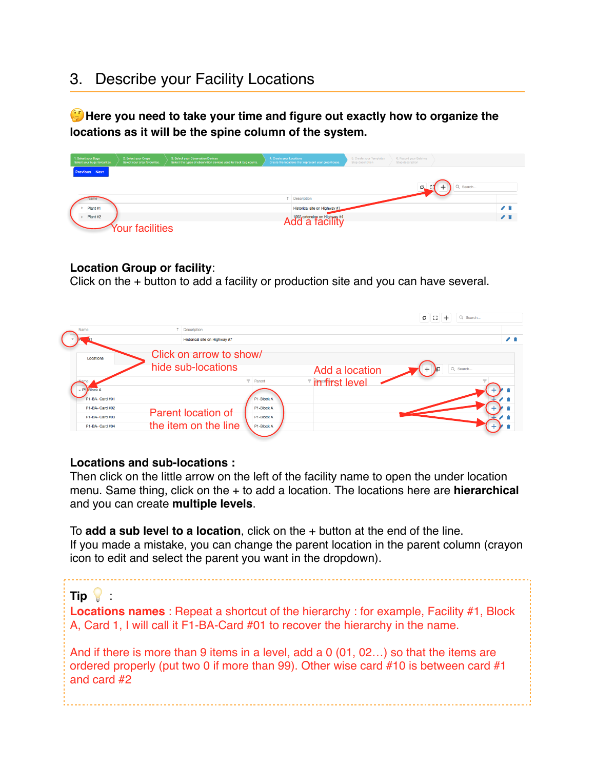## 3. Describe your Facility Locations

🤔**Here you need to take your time and figure out exactly how to organize the locations as it will be the spine column of the system.**

**Location Group or facility**:
Click on the + button to add a facility or production site and you can have several.

**Locations and sub-locations :**
Then click on the little arrow on the left of the facility name to open the under location menu. Same thing, click on the + to add a location. The locations here are **hierarchical** and you can create **multiple levels**.

To **add a sub level to a location**, click on the + button at the end of the line.
If you made a mistake, you can change the parent location in the parent column (crayon icon to edit and select the parent you want in the dropdown).

**Tip** 💡 :
**Locations names** : Repeat a shortcut of the hierarchy : for example, Facility #1, Block A, Card 1, I will call it F1-BA-Card #01 to recover the hierarchy in the name.

And if there is more than 9 items in a level, add a 0 (01, 02…) so that the items are ordered properly (put two 0 if more than 99). Other wise card #10 is between card #1 and card #2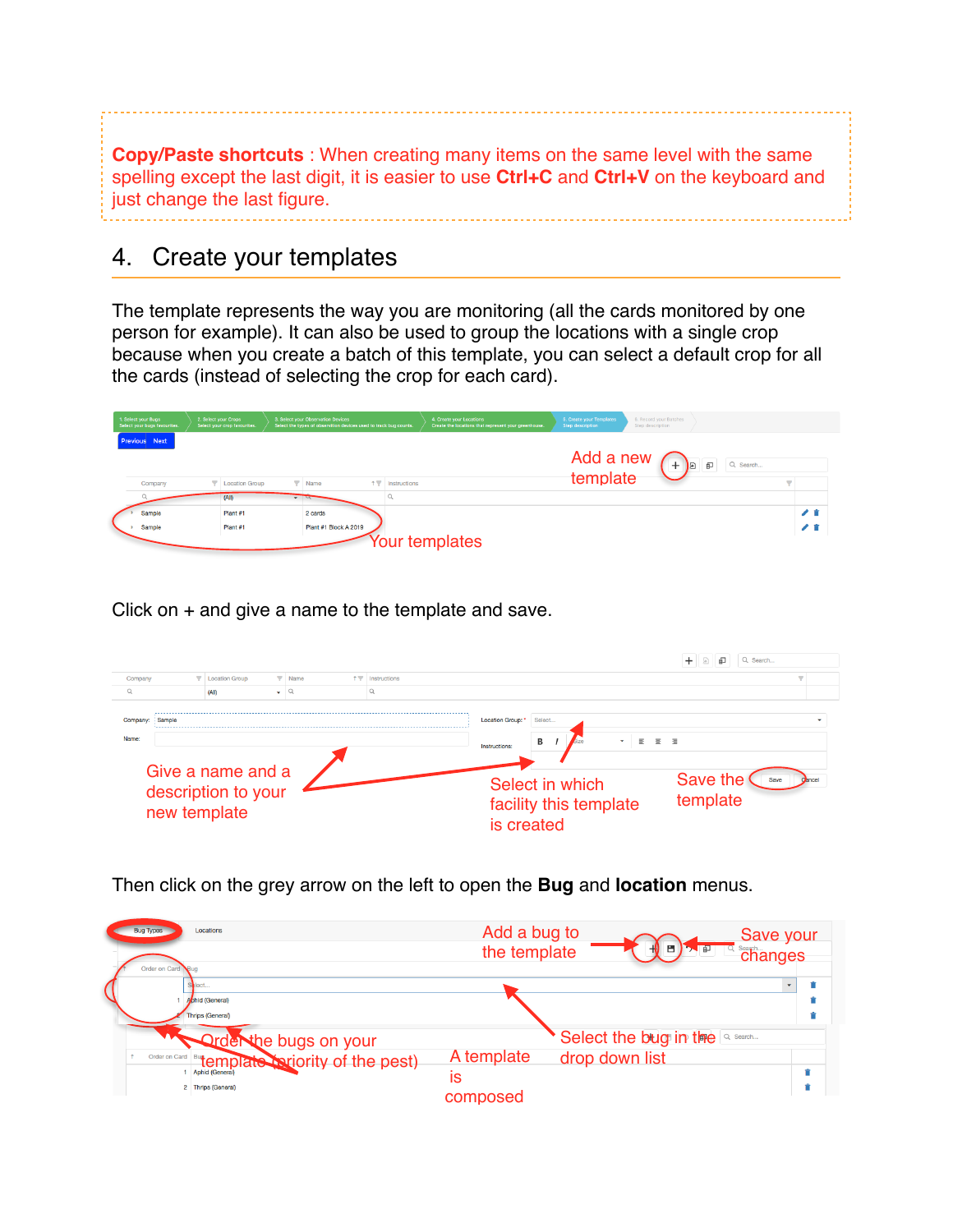**Copy/Paste shortcuts** : When creating many items on the same level with the same spelling except the last digit, it is easier to use **Ctrl+C** and **Ctrl+V** on the keyboard and just change the last figure.

## 4. Create your templates

The template represents the way you are monitoring (all the cards monitored by one person for example). It can also be used to group the locations with a single crop because when you create a batch of this template, you can select a default crop for all the cards (instead of selecting the crop for each card).

Click on + and give a name to the template and save.

Then click on the grey arrow on the left to open the **Bug** and **location** menus.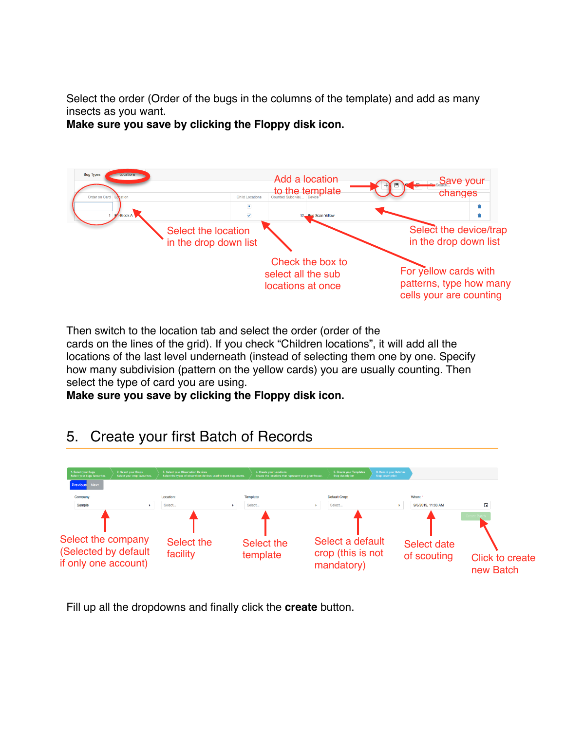Select the order (Order of the bugs in the columns of the template) and add as many insects as you want.
**Make sure you save by clicking the Floppy disk icon.**

Add a location to the template

Save your changes

Select the location in the drop down list

Check the box to select all the sub locations at once

Select the device/trap in the drop down list

For yellow cards with patterns, type how many cells your are counting

Then switch to the location tab and select the order (order of the cards on the lines of the grid). If you check “Children locations”, it will add all the locations of the last level underneath (instead of selecting them one by one. Specify how many subdivision (pattern on the yellow cards) you are usually counting. Then select the type of card you are using.
**Make sure you save by clicking the Floppy disk icon.**

## 5. Create your first Batch of Records

Select the company (Selected by default if only one account)

Select the facility

Select the template

Select a default crop (this is not mandatory)

Select date of scouting

Click to create new Batch

Fill up all the dropdowns and finally click the **create** button.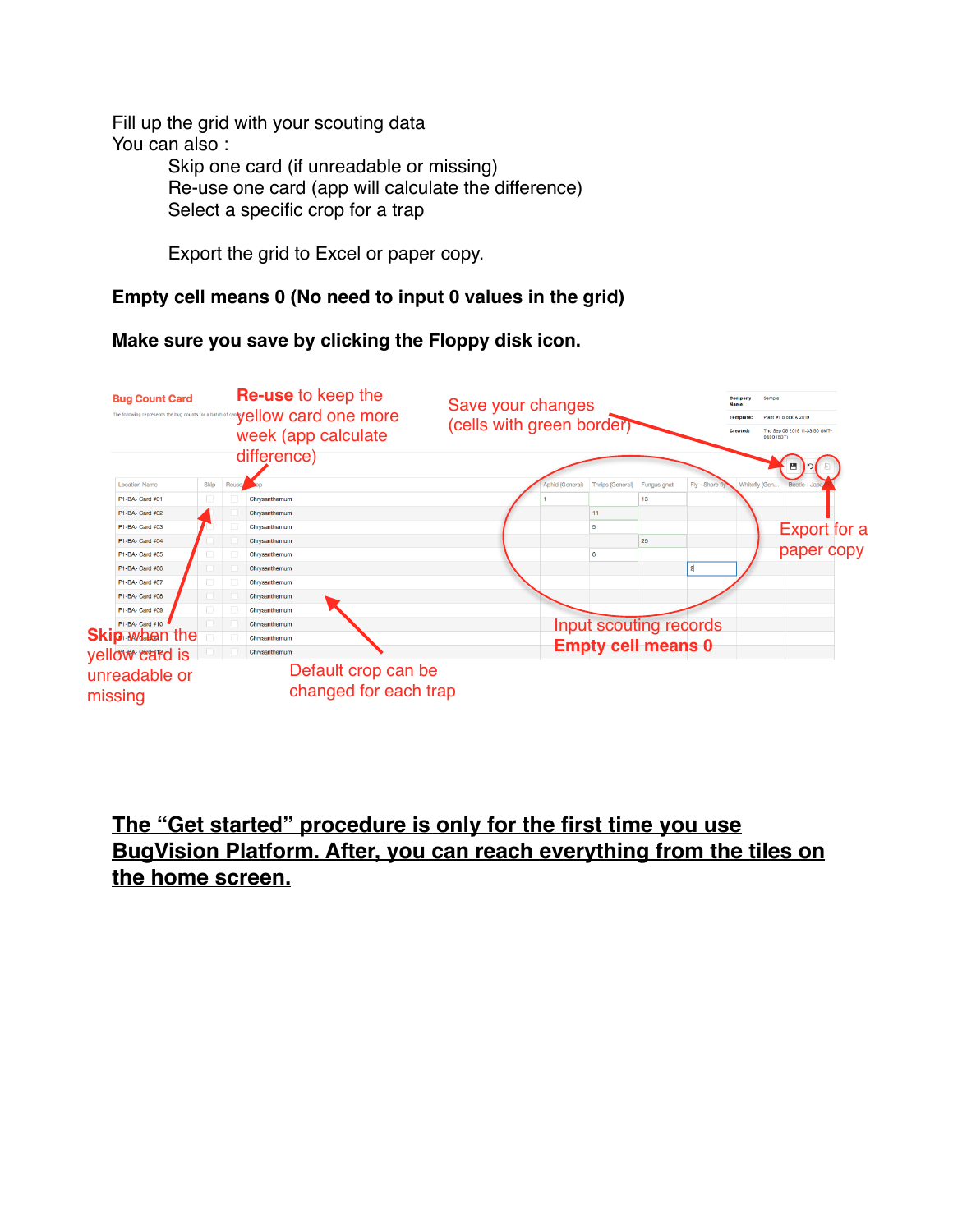Fill up the grid with your scouting data
You can also :

- Skip one card (if unreadable or missing)
- Re-use one card (app will calculate the difference)
- Select a specific crop for a trap

Export the grid to Excel or paper copy.

**Empty cell means 0 (No need to input 0 values in the grid)**

**Make sure you save by clicking the Floppy disk icon.**

Bug Count Card

**Re-use** to keep the yellow card one more week (app calculate difference)

Save your changes (cells with green border)

Export for a paper copy

Input scouting records
**Empty cell means 0**

**Skip** when the yellow card is unreadable or missing

Default crop can be changed for each trap

**The "Get started" procedure is only for the first time you use BugVision Platform. After, you can reach everything from the tiles on the home screen.**